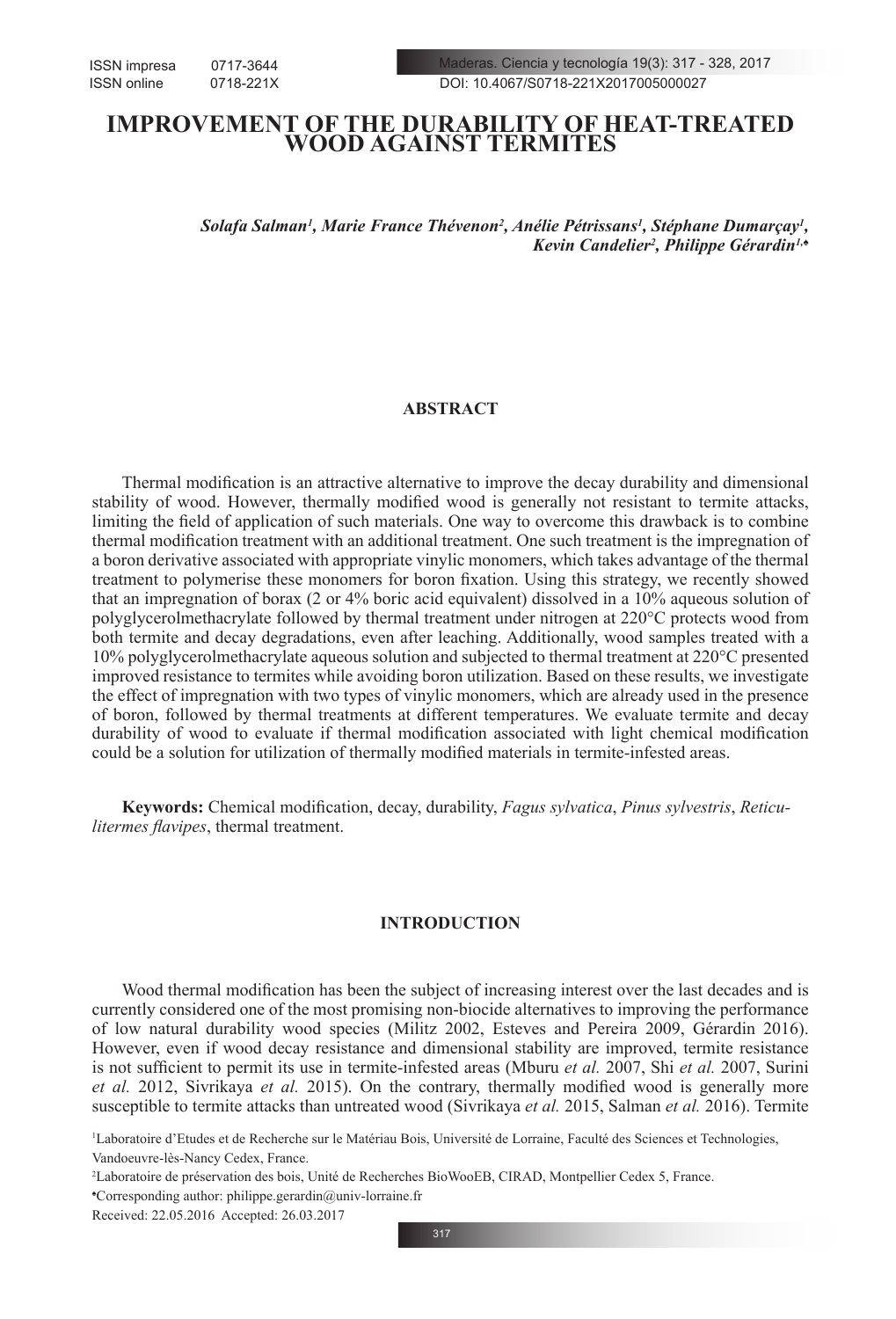# IMPROVEMENT OF THE DURABILITY OF HEAT-TREATED WOOD AGAINST TERMITES

***Solafa Salman[1], Marie France Thévenon[2], Anélie Pétrissans[1], Stéphane Dumarçay[1], Kevin Candelier[2], Philippe Gérardin[1,♠]***

## ABSTRACT

Thermal modification is an attractive alternative to improve the decay durability and dimensional stability of wood. However, thermally modified wood is generally not resistant to termite attacks, limiting the field of application of such materials. One way to overcome this drawback is to combine thermal modification treatment with an additional treatment. One such treatment is the impregnation of a boron derivative associated with appropriate vinylic monomers, which takes advantage of the thermal treatment to polymerise these monomers for boron fixation. Using this strategy, we recently showed that an impregnation of borax (2 or 4% boric acid equivalent) dissolved in a 10% aqueous solution of polyglycerolmethacrylate followed by thermal treatment under nitrogen at 220°C protects wood from both termite and decay degradations, even after leaching. Additionally, wood samples treated with a 10% polyglycerolmethacrylate aqueous solution and subjected to thermal treatment at 220°C presented improved resistance to termites while avoiding boron utilization. Based on these results, we investigate the effect of impregnation with two types of vinylic monomers, which are already used in the presence of boron, followed by thermal treatments at different temperatures. We evaluate termite and decay durability of wood to evaluate if thermal modification associated with light chemical modification could be a solution for utilization of thermally modified materials in termite-infested areas.

**Keywords:** Chemical modification, decay, durability, *Fagus sylvatica*, *Pinus sylvestris*, *Reticulitermes flavipes*, thermal treatment.

## INTRODUCTION

Wood thermal modification has been the subject of increasing interest over the last decades and is currently considered one of the most promising non-biocide alternatives to improving the performance of low natural durability wood species (Militz 2002, Esteves and Pereira 2009, Gérardin 2016). However, even if wood decay resistance and dimensional stability are improved, termite resistance is not sufficient to permit its use in termite-infested areas (Mburu *et al.* 2007, Shi *et al.* 2007, Surini *et al.* 2012, Sivrikaya *et al.* 2015). On the contrary, thermally modified wood is generally more susceptible to termite attacks than untreated wood (Sivrikaya *et al.* 2015, Salman *et al.* 2016). Termite

[1]Laboratoire d'Etudes et de Recherche sur le Matériau Bois, Université de Lorraine, Faculté des Sciences et Technologies, Vandoeuvre-lès-Nancy Cedex, France.

[2]Laboratoire de préservation des bois, Unité de Recherches BioWooEB, CIRAD, Montpellier Cedex 5, France.

♠Corresponding author: philippe.gerardin@univ-lorraine.fr

Received: 22.05.2016 Accepted: 26.03.2017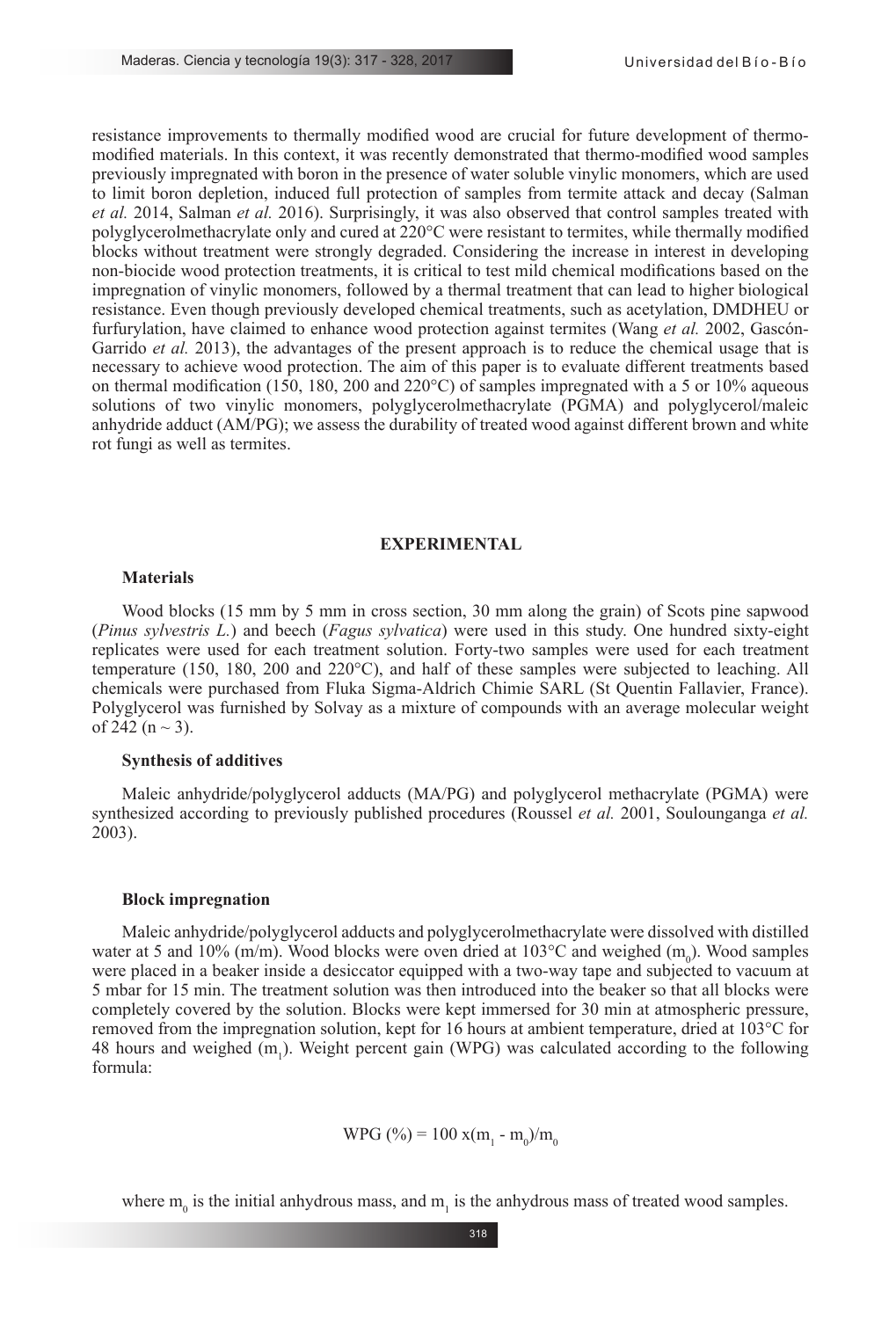resistance improvements to thermally modified wood are crucial for future development of thermo-modified materials. In this context, it was recently demonstrated that thermo-modified wood samples previously impregnated with boron in the presence of water soluble vinylic monomers, which are used to limit boron depletion, induced full protection of samples from termite attack and decay (Salman *et al.* 2014, Salman *et al.* 2016). Surprisingly, it was also observed that control samples treated with polyglycerolmethacrylate only and cured at 220°C were resistant to termites, while thermally modified blocks without treatment were strongly degraded. Considering the increase in interest in developing non-biocide wood protection treatments, it is critical to test mild chemical modifications based on the impregnation of vinylic monomers, followed by a thermal treatment that can lead to higher biological resistance. Even though previously developed chemical treatments, such as acetylation, DMDHEU or furfurylation, have claimed to enhance wood protection against termites (Wang *et al.* 2002, Gascón-Garrido *et al.* 2013), the advantages of the present approach is to reduce the chemical usage that is necessary to achieve wood protection. The aim of this paper is to evaluate different treatments based on thermal modification (150, 180, 200 and 220°C) of samples impregnated with a 5 or 10% aqueous solutions of two vinylic monomers, polyglycerolmethacrylate (PGMA) and polyglycerol/maleic anhydride adduct (AM/PG); we assess the durability of treated wood against different brown and white rot fungi as well as termites.

## EXPERIMENTAL

### Materials

Wood blocks (15 mm by 5 mm in cross section, 30 mm along the grain) of Scots pine sapwood (*Pinus sylvestris L.*) and beech (*Fagus sylvatica*) were used in this study. One hundred sixty-eight replicates were used for each treatment solution. Forty-two samples were used for each treatment temperature (150, 180, 200 and 220°C), and half of these samples were subjected to leaching. All chemicals were purchased from Fluka Sigma-Aldrich Chimie SARL (St Quentin Fallavier, France). Polyglycerol was furnished by Solvay as a mixture of compounds with an average molecular weight of 242 (n ~ 3).

### Synthesis of additives

Maleic anhydride/polyglycerol adducts (MA/PG) and polyglycerol methacrylate (PGMA) were synthesized according to previously published procedures (Roussel *et al.* 2001, Soulounganga *et al.* 2003).

### Block impregnation

Maleic anhydride/polyglycerol adducts and polyglycerolmethacrylate were dissolved with distilled water at 5 and 10% (m/m). Wood blocks were oven dried at 103°C and weighed ($m_0$). Wood samples were placed in a beaker inside a desiccator equipped with a two-way tape and subjected to vacuum at 5 mbar for 15 min. The treatment solution was then introduced into the beaker so that all blocks were completely covered by the solution. Blocks were kept immersed for 30 min at atmospheric pressure, removed from the impregnation solution, kept for 16 hours at ambient temperature, dried at 103°C for 48 hours and weighed ($m_1$). Weight percent gain (WPG) was calculated according to the following formula:

$$WPG\ (\%) = 100\ x(m_1 - m_0)/m_0$$

where $m_0$ is the initial anhydrous mass, and $m_1$ is the anhydrous mass of treated wood samples.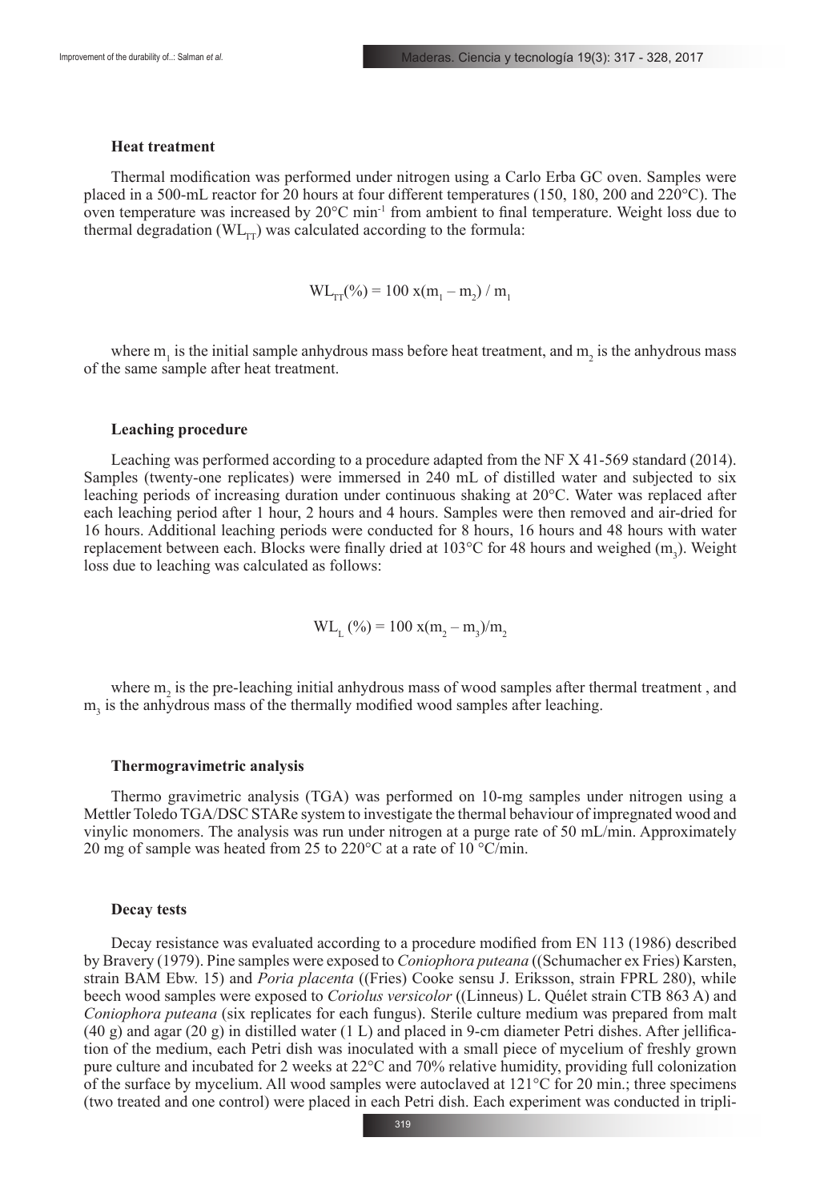### Heat treatment

Thermal modification was performed under nitrogen using a Carlo Erba GC oven. Samples were placed in a 500-mL reactor for 20 hours at four different temperatures (150, 180, 200 and 220°C). The oven temperature was increased by 20°C min$^{-1}$ from ambient to final temperature. Weight loss due to thermal degradation ($WL_{TT}$) was calculated according to the formula:

$$WL_{TT}(\%) = 100 \text{ x}(m_1 - m_2) / m_1$$

where $m_1$ is the initial sample anhydrous mass before heat treatment, and $m_2$ is the anhydrous mass of the same sample after heat treatment.

### Leaching procedure

Leaching was performed according to a procedure adapted from the NF X 41-569 standard (2014). Samples (twenty-one replicates) were immersed in 240 mL of distilled water and subjected to six leaching periods of increasing duration under continuous shaking at 20°C. Water was replaced after each leaching period after 1 hour, 2 hours and 4 hours. Samples were then removed and air-dried for 16 hours. Additional leaching periods were conducted for 8 hours, 16 hours and 48 hours with water replacement between each. Blocks were finally dried at 103°C for 48 hours and weighed ($m_3$). Weight loss due to leaching was calculated as follows:

$$WL_L (\%) = 100 \text{ x}(m_2 - m_3)/m_2$$

where $m_2$ is the pre-leaching initial anhydrous mass of wood samples after thermal treatment , and $m_3$ is the anhydrous mass of the thermally modified wood samples after leaching.

### Thermogravimetric analysis

Thermo gravimetric analysis (TGA) was performed on 10-mg samples under nitrogen using a Mettler Toledo TGA/DSC STARe system to investigate the thermal behaviour of impregnated wood and vinylic monomers. The analysis was run under nitrogen at a purge rate of 50 mL/min. Approximately 20 mg of sample was heated from 25 to 220°C at a rate of 10 °C/min.

### Decay tests

Decay resistance was evaluated according to a procedure modified from EN 113 (1986) described by Bravery (1979). Pine samples were exposed to *Coniophora puteana* ((Schumacher ex Fries) Karsten, strain BAM Ebw. 15) and *Poria placenta* ((Fries) Cooke sensu J. Eriksson, strain FPRL 280), while beech wood samples were exposed to *Coriolus versicolor* ((Linneus) L. Quélet strain CTB 863 A) and *Coniophora puteana* (six replicates for each fungus). Sterile culture medium was prepared from malt (40 g) and agar (20 g) in distilled water (1 L) and placed in 9-cm diameter Petri dishes. After jellification of the medium, each Petri dish was inoculated with a small piece of mycelium of freshly grown pure culture and incubated for 2 weeks at 22°C and 70% relative humidity, providing full colonization of the surface by mycelium. All wood samples were autoclaved at 121°C for 20 min.; three specimens (two treated and one control) were placed in each Petri dish. Each experiment was conducted in tripli-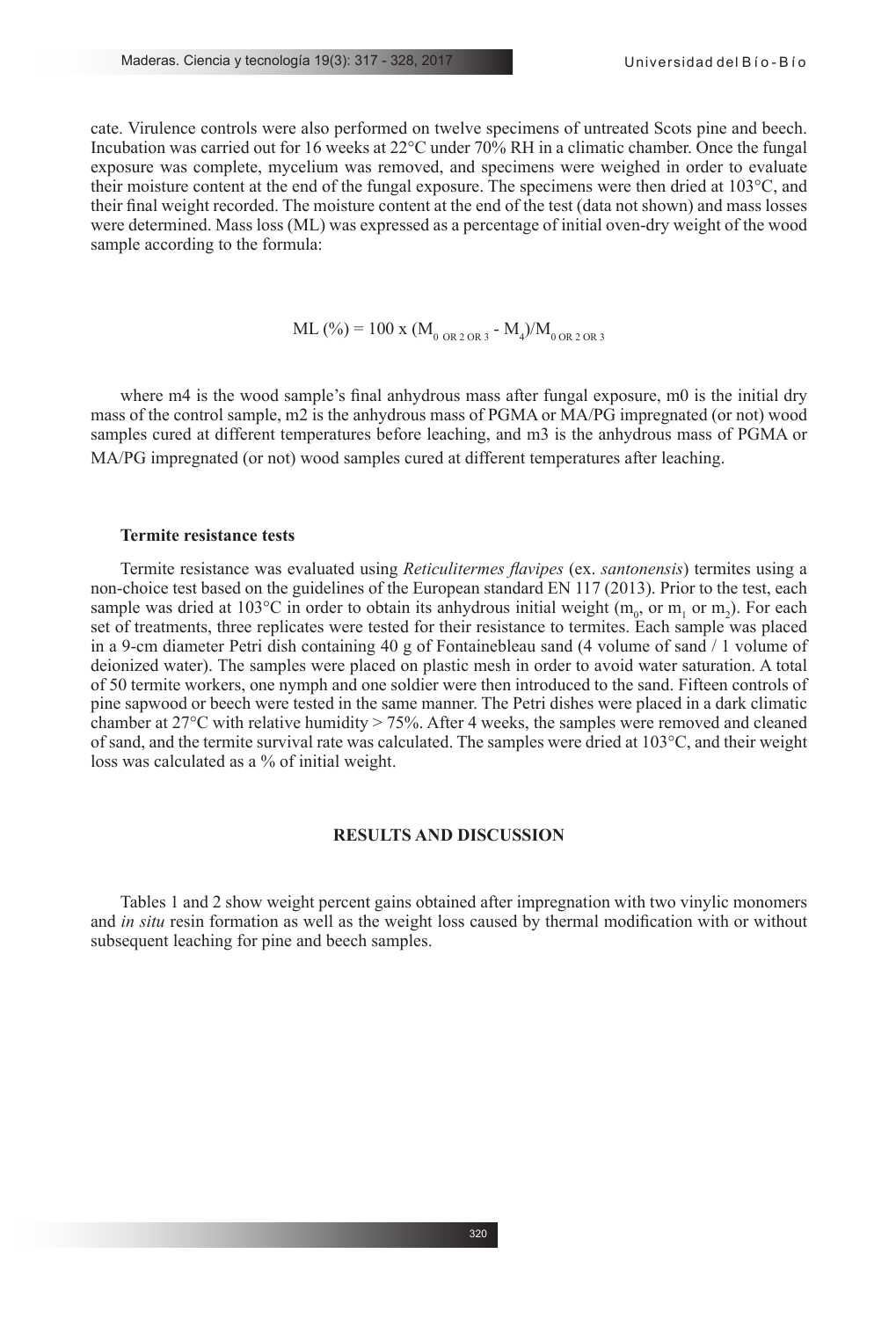cate. Virulence controls were also performed on twelve specimens of untreated Scots pine and beech. Incubation was carried out for 16 weeks at 22°C under 70% RH in a climatic chamber. Once the fungal exposure was complete, mycelium was removed, and specimens were weighed in order to evaluate their moisture content at the end of the fungal exposure. The specimens were then dried at 103°C, and their final weight recorded. The moisture content at the end of the test (data not shown) and mass losses were determined. Mass loss (ML) was expressed as a percentage of initial oven-dry weight of the wood sample according to the formula:

$$ML (\%) = 100 \times (M_{0 \text{ OR } 2 \text{ OR } 3} - M_4)/M_{0 \text{ OR } 2 \text{ OR } 3}$$

where m4 is the wood sample's final anhydrous mass after fungal exposure, m0 is the initial dry mass of the control sample, m2 is the anhydrous mass of PGMA or MA/PG impregnated (or not) wood samples cured at different temperatures before leaching, and m3 is the anhydrous mass of PGMA or MA/PG impregnated (or not) wood samples cured at different temperatures after leaching.

### Termite resistance tests

Termite resistance was evaluated using *Reticulitermes flavipes* (ex. *santonensis*) termites using a non-choice test based on the guidelines of the European standard EN 117 (2013). Prior to the test, each sample was dried at 103°C in order to obtain its anhydrous initial weight ($m_0$, or $m_1$ or $m_2$). For each set of treatments, three replicates were tested for their resistance to termites. Each sample was placed in a 9-cm diameter Petri dish containing 40 g of Fontainebleau sand (4 volume of sand / 1 volume of deionized water). The samples were placed on plastic mesh in order to avoid water saturation. A total of 50 termite workers, one nymph and one soldier were then introduced to the sand. Fifteen controls of pine sapwood or beech were tested in the same manner. The Petri dishes were placed in a dark climatic chamber at 27°C with relative humidity > 75%. After 4 weeks, the samples were removed and cleaned of sand, and the termite survival rate was calculated. The samples were dried at 103°C, and their weight loss was calculated as a % of initial weight.

## RESULTS AND DISCUSSION

Tables 1 and 2 show weight percent gains obtained after impregnation with two vinylic monomers and *in situ* resin formation as well as the weight loss caused by thermal modification with or without subsequent leaching for pine and beech samples.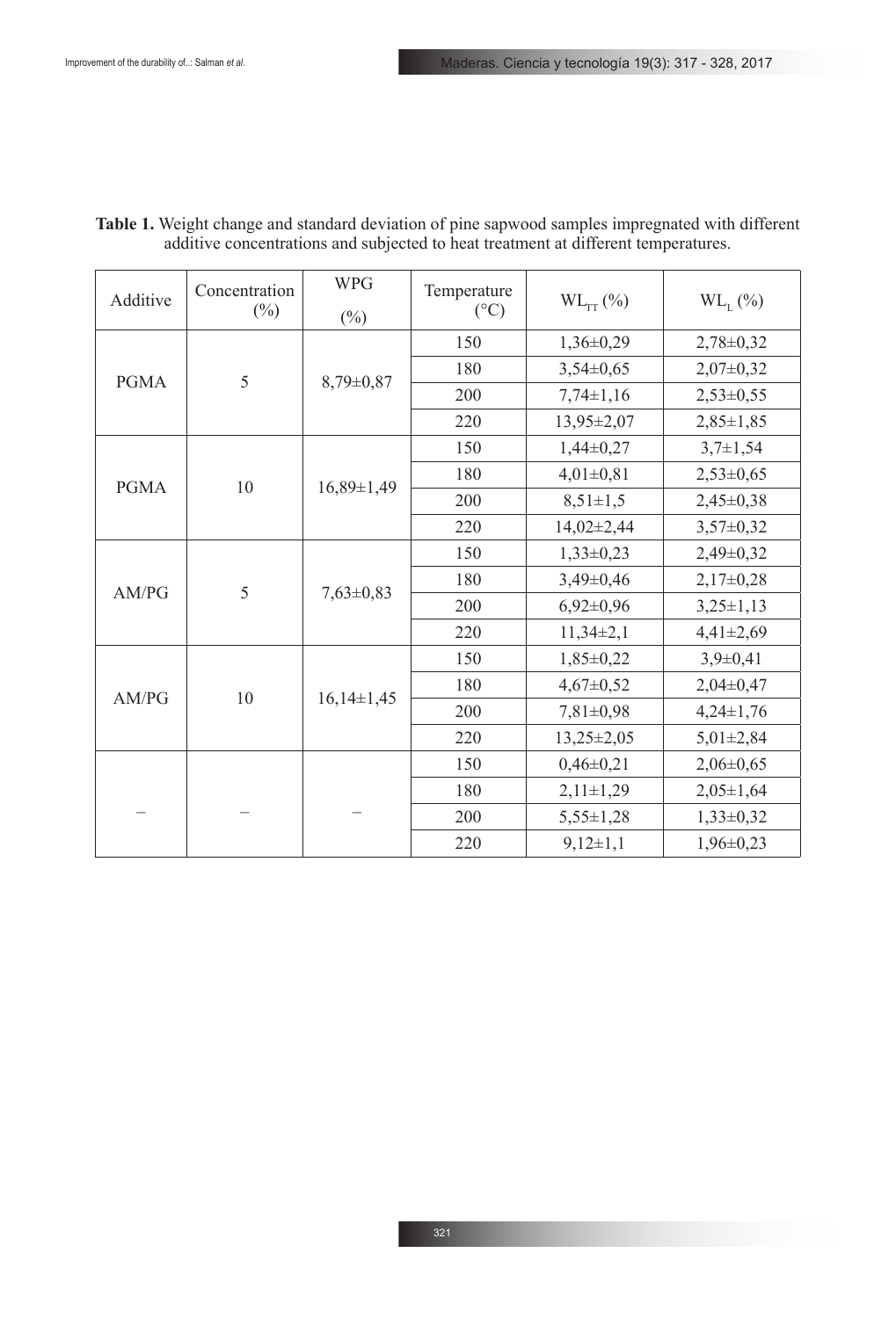**Table 1.** Weight change and standard deviation of pine sapwood samples impregnated with different additive concentrations and subjected to heat treatment at different temperatures.

| Additive | Concentration (%) | WPG (%) | Temperature (°C) | $WL_{TT}$ (%) | $WL_L$ (%) |
|---|---|---|---|---|---|
| PGMA | 5 | 8,79±0,87 | 150 | 1,36±0,29 | 2,78±0,32 |
| | | | 180 | 3,54±0,65 | 2,07±0,32 |
| | | | 200 | 7,74±1,16 | 2,53±0,55 |
| | | | 220 | 13,95±2,07 | 2,85±1,85 |
| PGMA | 10 | 16,89±1,49 | 150 | 1,44±0,27 | 3,7±1,54 |
| | | | 180 | 4,01±0,81 | 2,53±0,65 |
| | | | 200 | 8,51±1,5 | 2,45±0,38 |
| | | | 220 | 14,02±2,44 | 3,57±0,32 |
| AM/PG | 5 | 7,63±0,83 | 150 | 1,33±0,23 | 2,49±0,32 |
| | | | 180 | 3,49±0,46 | 2,17±0,28 |
| | | | 200 | 6,92±0,96 | 3,25±1,13 |
| | | | 220 | 11,34±2,1 | 4,41±2,69 |
| AM/PG | 10 | 16,14±1,45 | 150 | 1,85±0,22 | 3,9±0,41 |
| | | | 180 | 4,67±0,52 | 2,04±0,47 |
| | | | 200 | 7,81±0,98 | 4,24±1,76 |
| | | | 220 | 13,25±2,05 | 5,01±2,84 |
| – | – | – | 150 | 0,46±0,21 | 2,06±0,65 |
| | | | 180 | 2,11±1,29 | 2,05±1,64 |
| | | | 200 | 5,55±1,28 | 1,33±0,32 |
| | | | 220 | 9,12±1,1 | 1,96±0,23 |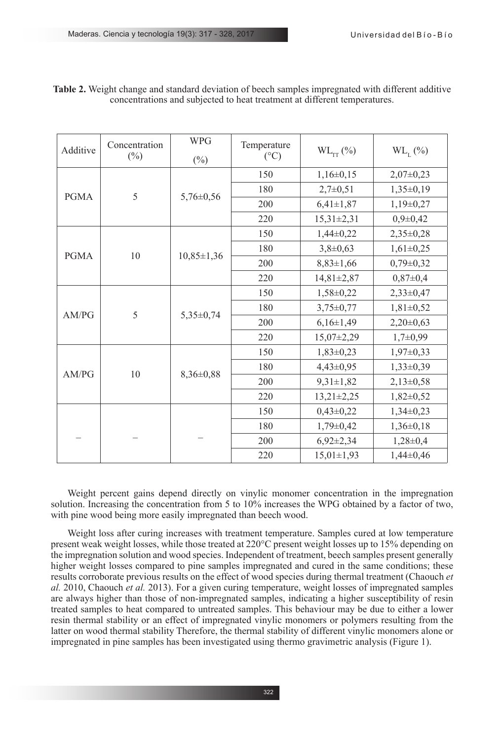**Table 2.** Weight change and standard deviation of beech samples impregnated with different additive concentrations and subjected to heat treatment at different temperatures.

| Additive | Concentration (%) | WPG (%) | Temperature (°C) | $WL_{TT}$ (%) | $WL_L$ (%) |
|---|---|---|---|---|---|
| PGMA | 5 | 5,76±0,56 | 150 | 1,16±0,15 | 2,07±0,23 |
| | | | 180 | 2,7±0,51 | 1,35±0,19 |
| | | | 200 | 6,41±1,87 | 1,19±0,27 |
| | | | 220 | 15,31±2,31 | 0,9±0,42 |
| PGMA | 10 | 10,85±1,36 | 150 | 1,44±0,22 | 2,35±0,28 |
| | | | 180 | 3,8±0,63 | 1,61±0,25 |
| | | | 200 | 8,83±1,66 | 0,79±0,32 |
| | | | 220 | 14,81±2,87 | 0,87±0,4 |
| AM/PG | 5 | 5,35±0,74 | 150 | 1,58±0,22 | 2,33±0,47 |
| | | | 180 | 3,75±0,77 | 1,81±0,52 |
| | | | 200 | 6,16±1,49 | 2,20±0,63 |
| | | | 220 | 15,07±2,29 | 1,7±0,99 |
| AM/PG | 10 | 8,36±0,88 | 150 | 1,83±0,23 | 1,97±0,33 |
| | | | 180 | 4,43±0,95 | 1,33±0,39 |
| | | | 200 | 9,31±1,82 | 2,13±0,58 |
| | | | 220 | 13,21±2,25 | 1,82±0,52 |
| – | – | – | 150 | 0,43±0,22 | 1,34±0,23 |
| | | | 180 | 1,79±0,42 | 1,36±0,18 |
| | | | 200 | 6,92±2,34 | 1,28±0,4 |
| | | | 220 | 15,01±1,93 | 1,44±0,46 |

Weight percent gains depend directly on vinylic monomer concentration in the impregnation solution. Increasing the concentration from 5 to 10% increases the WPG obtained by a factor of two, with pine wood being more easily impregnated than beech wood.

Weight loss after curing increases with treatment temperature. Samples cured at low temperature present weak weight losses, while those treated at 220°C present weight losses up to 15% depending on the impregnation solution and wood species. Independent of treatment, beech samples present generally higher weight losses compared to pine samples impregnated and cured in the same conditions; these results corroborate previous results on the effect of wood species during thermal treatment (Chaouch *et al.* 2010, Chaouch *et al.* 2013). For a given curing temperature, weight losses of impregnated samples are always higher than those of non-impregnated samples, indicating a higher susceptibility of resin treated samples to heat compared to untreated samples. This behaviour may be due to either a lower resin thermal stability or an effect of impregnated vinylic monomers or polymers resulting from the latter on wood thermal stability Therefore, the thermal stability of different vinylic monomers alone or impregnated in pine samples has been investigated using thermo gravimetric analysis (Figure 1).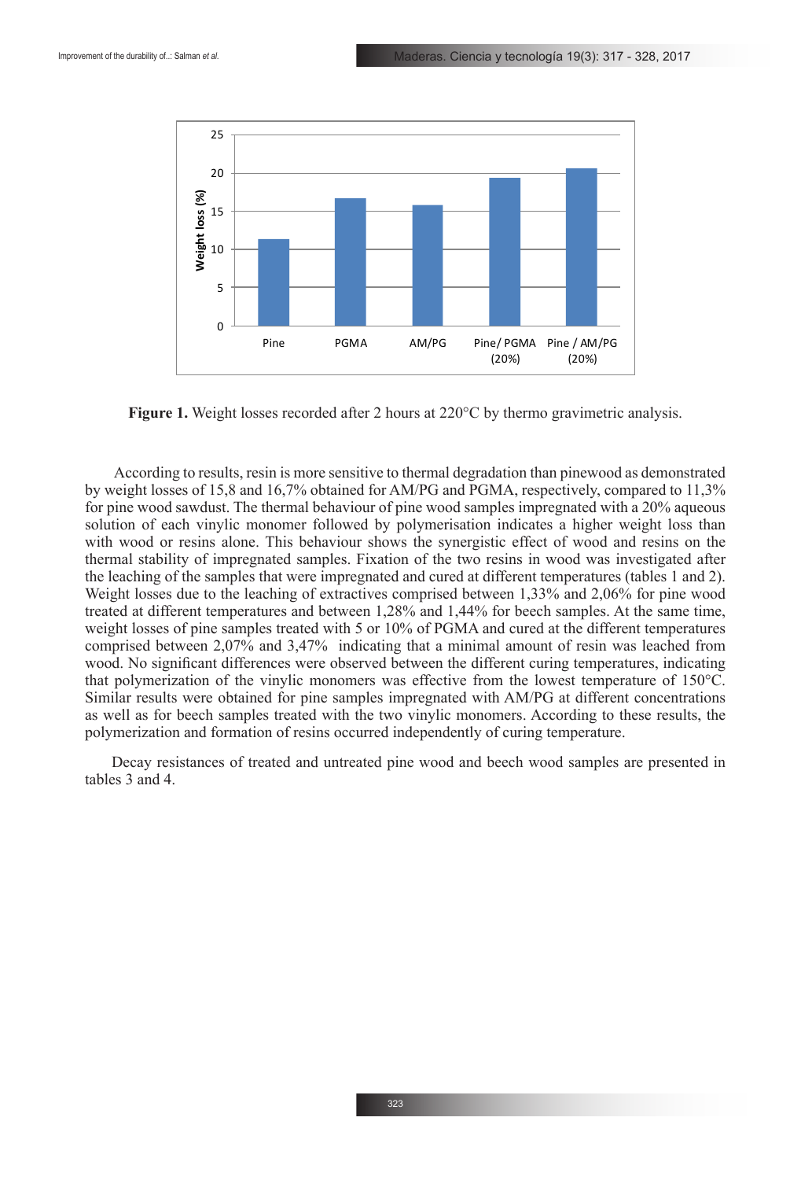**Figure 1.** Weight losses recorded after 2 hours at 220°C by thermo gravimetric analysis.

According to results, resin is more sensitive to thermal degradation than pinewood as demonstrated by weight losses of 15,8 and 16,7% obtained for AM/PG and PGMA, respectively, compared to 11,3% for pine wood sawdust. The thermal behaviour of pine wood samples impregnated with a 20% aqueous solution of each vinylic monomer followed by polymerisation indicates a higher weight loss than with wood or resins alone. This behaviour shows the synergistic effect of wood and resins on the thermal stability of impregnated samples. Fixation of the two resins in wood was investigated after the leaching of the samples that were impregnated and cured at different temperatures (tables 1 and 2). Weight losses due to the leaching of extractives comprised between 1,33% and 2,06% for pine wood treated at different temperatures and between 1,28% and 1,44% for beech samples. At the same time, weight losses of pine samples treated with 5 or 10% of PGMA and cured at the different temperatures comprised between 2,07% and 3,47% indicating that a minimal amount of resin was leached from wood. No significant differences were observed between the different curing temperatures, indicating that polymerization of the vinylic monomers was effective from the lowest temperature of 150°C. Similar results were obtained for pine samples impregnated with AM/PG at different concentrations as well as for beech samples treated with the two vinylic monomers. According to these results, the polymerization and formation of resins occurred independently of curing temperature.

Decay resistances of treated and untreated pine wood and beech wood samples are presented in tables 3 and 4.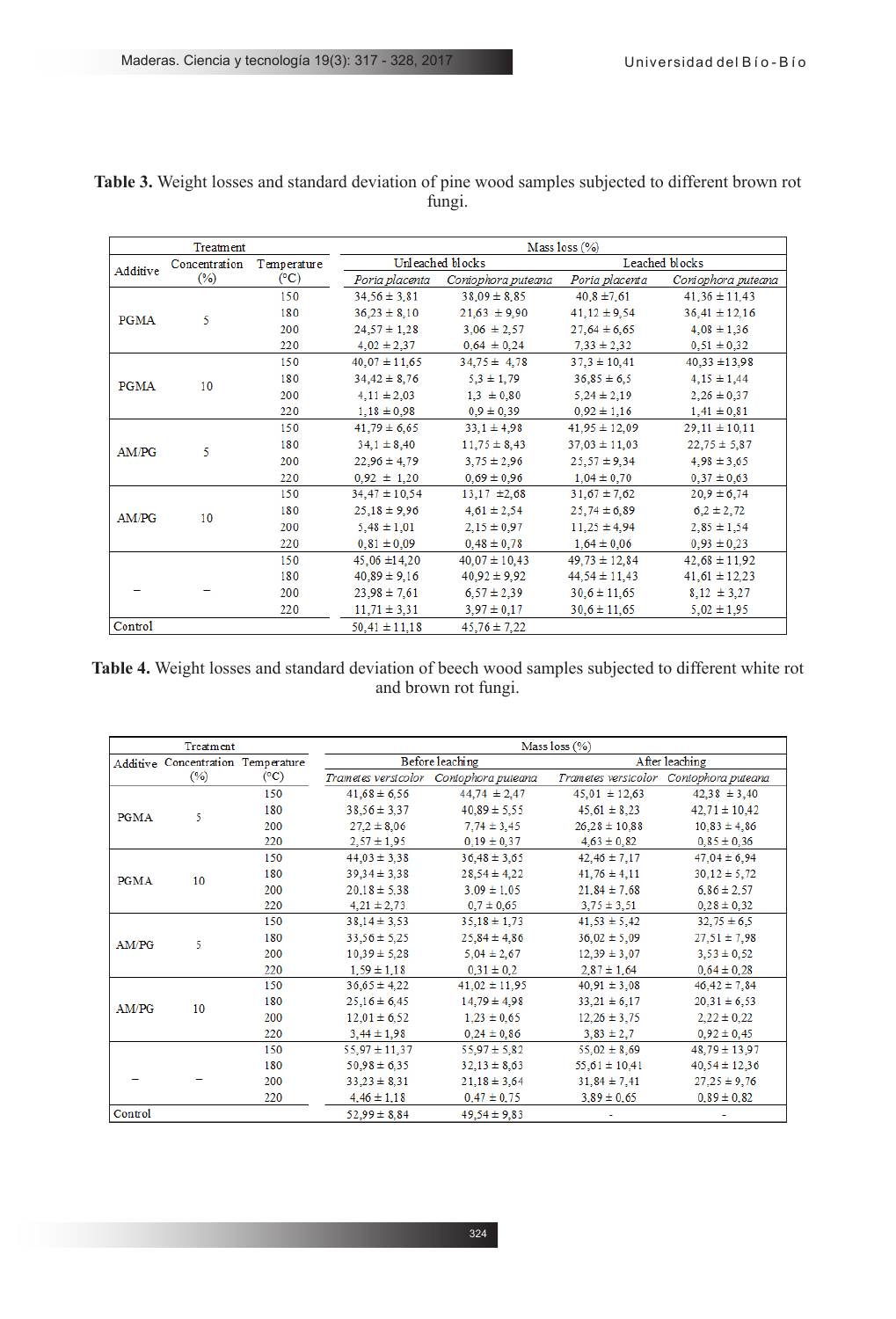**Table 3.** Weight losses and standard deviation of pine wood samples subjected to different brown rot fungi.

| Treatment | | | Mass loss (%) | | | |
|---|---|---|---|---|---|---|
| | | | Unleached blocks | | Leached blocks | |
| Additive | Concentration (%) | Temperature (°C) | *Poria placenta* | *Coniophora puteana* | *Poria placenta* | *Coniophora puteana* |
| PGMA | 5 | 150 | 34,56 ± 3,81 | 38,09 ± 8,85 | 40,8 ±7,61 | 41,36 ± 11,43 |
| | | 180 | 36,23 ± 8,10 | 21,63 ± 9,90 | 41,12 ± 9,54 | 36,41 ± 12,16 |
| | | 200 | 24,57 ± 1,28 | 3,06 ± 2,57 | 27,64 ± 6,65 | 4,08 ± 1,36 |
| | | 220 | 4,02 ± 2,37 | 0,64 ± 0,24 | 7,33 ± 2,32 | 0,51 ± 0,32 |
| PGMA | 10 | 150 | 40,07 ± 11,65 | 34,75 ± 4,78 | 37,3 ± 10,41 | 40,33 ±13,98 |
| | | 180 | 34,42 ± 8,76 | 5,3 ± 1,79 | 36,85 ± 6,5 | 4,15 ± 1,44 |
| | | 200 | 4,11 ± 2,03 | 1,3 ± 0,80 | 5,24 ± 2,19 | 2,26 ± 0,37 |
| | | 220 | 1,18 ± 0,98 | 0,9 ± 0,39 | 0,92 ± 1,16 | 1,41 ± 0,81 |
| AM/PG | 5 | 150 | 41,79 ± 6,65 | 33,1 ± 4,98 | 41,95 ± 12,09 | 29,11 ± 10,11 |
| | | 180 | 34,1 ± 8,40 | 11,75 ± 8,43 | 37,03 ± 11,03 | 22,75 ± 5,87 |
| | | 200 | 22,96 ± 4,79 | 3,75 ± 2,96 | 25,57 ± 9,34 | 4,98 ± 3,65 |
| | | 220 | 0,92 ± 1,20 | 0,69 ± 0,96 | 1,04 ± 0,70 | 0,37 ± 0,63 |
| AM/PG | 10 | 150 | 34,47 ± 10,54 | 13,17 ±2,68 | 31,67 ± 7,62 | 20,9 ± 6,74 |
| | | 180 | 25,18 ± 9,96 | 4,61 ± 2,54 | 25,74 ± 6,89 | 6,2 ± 2,72 |
| | | 200 | 5,48 ± 1,01 | 2,15 ± 0,97 | 11,25 ± 4,94 | 2,85 ± 1,54 |
| | | 220 | 0,81 ± 0,09 | 0,48 ± 0,78 | 1,64 ± 0,06 | 0,93 ± 0,23 |
| – | – | 150 | 45,06 ±14,20 | 40,07 ± 10,43 | 49,73 ± 12,84 | 42,68 ± 11,92 |
| | | 180 | 40,89 ± 9,16 | 40,92 ± 9,92 | 44,54 ± 11,43 | 41,61 ± 12,23 |
| | | 200 | 23,98 ± 7,61 | 6,57 ± 2,39 | 30,6 ± 11,65 | 8,12 ± 3,27 |
| | | 220 | 11,71 ± 3,31 | 3,97 ± 0,17 | 30,6 ± 11,65 | 5,02 ± 1,95 |
| Control | | | 50,41 ± 11,18 | 45,76 ± 7,22 | | |

**Table 4.** Weight losses and standard deviation of beech wood samples subjected to different white rot and brown rot fungi.

| Treatment | | | Mass loss (%) | | | |
|---|---|---|---|---|---|---|
| | | | Before leaching | | After leaching | |
| Additive | Concentration (%) | Temperature (°C) | *Trametes versicolor* | *Coniophora puteana* | *Trametes versicolor* | *Coniophora puteana* |
| PGMA | 5 | 150 | 41,68 ± 6,56 | 44,74 ± 2,47 | 45,01 ± 12,63 | 42,38 ± 3,40 |
| | | 180 | 38,56 ± 3,37 | 40,89 ± 5,55 | 45,61 ± 8,23 | 42,71 ± 10,42 |
| | | 200 | 27,2 ± 8,06 | 7,74 ± 3,45 | 26,28 ± 10,88 | 10,83 ± 4,86 |
| | | 220 | 2,57 ± 1,95 | 0,19 ± 0,37 | 4,63 ± 0,82 | 0,85 ± 0,36 |
| PGMA | 10 | 150 | 44,03 ± 3,38 | 36,48 ± 3,65 | 42,46 ± 7,17 | 47,04 ± 6,94 |
| | | 180 | 39,34 ± 3,38 | 28,54 ± 4,22 | 41,76 ± 4,11 | 30,12 ± 5,72 |
| | | 200 | 20.18 ± 5.38 | 3.09 ± 1.05 | 21.84 ± 7,68 | 6,86 ± 2,57 |
| | | 220 | 4,21 ± 2,73 | 0,7 ± 0,65 | 3,75 ± 3,51 | 0,28 ± 0,32 |
| AM/PG | 5 | 150 | 38,14 ± 3,53 | 35,18 ± 1,73 | 41,53 ± 5,42 | 32,75 ± 6,5 |
| | | 180 | 33,56 ± 5,25 | 25,84 ± 4,86 | 36,02 ± 5,09 | 27,51 ± 7,98 |
| | | 200 | 10,39 ± 5,28 | 5,04 ± 2,67 | 12,39 ± 3,07 | 3,53 ± 0,52 |
| | | 220 | 1,59 ± 1,18 | 0,31 ± 0,2 | 2,87 ± 1,64 | 0,64 ± 0,28 |
| AM/PG | 10 | 150 | 36,65 ± 4,22 | 41,02 ± 11,95 | 40,91 ± 3,08 | 46,42 ± 7,84 |
| | | 180 | 25,16 ± 6,45 | 14,79 ± 4,98 | 33,21 ± 6,17 | 20,31 ± 6,53 |
| | | 200 | 12,01 ± 6,52 | 1,23 ± 0,65 | 12,26 ± 3,75 | 2,22 ± 0,22 |
| | | 220 | 3,44 ± 1,98 | 0,24 ± 0,86 | 3,83 ± 2,7 | 0,92 ± 0,45 |
| – | – | 150 | 55,97 ± 11,37 | 55,97 ± 5,82 | 55,02 ± 8,69 | 48,79 ± 13,97 |
| | | 180 | 50,98 ± 6,35 | 32,13 ± 8,63 | 55,61 ± 10,41 | 40,54 ± 12,36 |
| | | 200 | 33,23 ± 8,31 | 21,18 ± 3,64 | 31,84 ± 7,41 | 27,25 ± 9,76 |
| | | 220 | 4,46 ± 1,18 | 0,47 ± 0,75 | 3,89 ± 0,65 | 0,89 ± 0,82 |
| Control | | | 52,99 ± 8,84 | 49,54 ± 9,83 | - | - |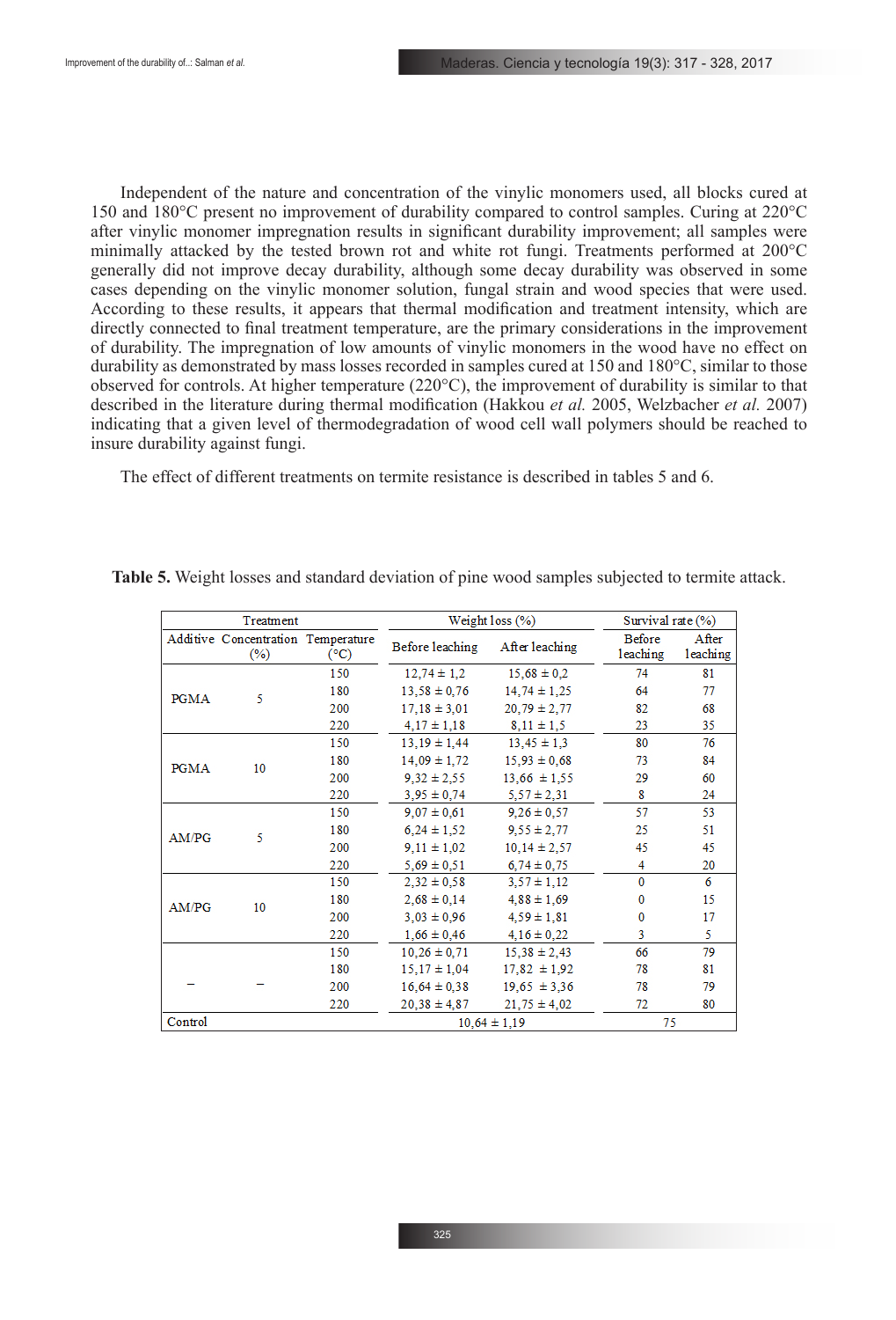Independent of the nature and concentration of the vinylic monomers used, all blocks cured at 150 and 180°C present no improvement of durability compared to control samples. Curing at 220°C after vinylic monomer impregnation results in significant durability improvement; all samples were minimally attacked by the tested brown rot and white rot fungi. Treatments performed at 200°C generally did not improve decay durability, although some decay durability was observed in some cases depending on the vinylic monomer solution, fungal strain and wood species that were used. According to these results, it appears that thermal modification and treatment intensity, which are directly connected to final treatment temperature, are the primary considerations in the improvement of durability. The impregnation of low amounts of vinylic monomers in the wood have no effect on durability as demonstrated by mass losses recorded in samples cured at 150 and 180°C, similar to those observed for controls. At higher temperature (220°C), the improvement of durability is similar to that described in the literature during thermal modification (Hakkou *et al.* 2005, Welzbacher *et al.* 2007) indicating that a given level of thermodegradation of wood cell wall polymers should be reached to insure durability against fungi.

The effect of different treatments on termite resistance is described in tables 5 and 6.

**Table 5.** Weight losses and standard deviation of pine wood samples subjected to termite attack.

| Treatment | | | Weight loss (%) | | Survival rate (%) | |
|---|---|---|---|---|---|---|
| Additive | Concentration (%) | Temperature (°C) | Before leaching | After leaching | Before leaching | After leaching |
| PGMA | 5 | 150 | 12,74 ± 1,2 | 15,68 ± 0,2 | 74 | 81 |
| | | 180 | 13,58 ± 0,76 | 14,74 ± 1,25 | 64 | 77 |
| | | 200 | 17,18 ± 3,01 | 20,79 ± 2,77 | 82 | 68 |
| | | 220 | 4,17 ± 1,18 | 8,11 ± 1,5 | 23 | 35 |
| PGMA | 10 | 150 | 13,19 ± 1,44 | 13,45 ± 1,3 | 80 | 76 |
| | | 180 | 14,09 ± 1,72 | 15,93 ± 0,68 | 73 | 84 |
| | | 200 | 9,32 ± 2,55 | 13,66 ± 1,55 | 29 | 60 |
| | | 220 | 3,95 ± 0,74 | 5,57 ± 2,31 | 8 | 24 |
| AM/PG | 5 | 150 | 9,07 ± 0,61 | 9,26 ± 0,57 | 57 | 53 |
| | | 180 | 6,24 ± 1,52 | 9,55 ± 2,77 | 25 | 51 |
| | | 200 | 9,11 ± 1,02 | 10,14 ± 2,57 | 45 | 45 |
| | | 220 | 5,69 ± 0,51 | 6,74 ± 0,75 | 4 | 20 |
| AM/PG | 10 | 150 | 2,32 ± 0,58 | 3,57 ± 1,12 | 0 | 6 |
| | | 180 | 2,68 ± 0,14 | 4,88 ± 1,69 | 0 | 15 |
| | | 200 | 3,03 ± 0,96 | 4,59 ± 1,81 | 0 | 17 |
| | | 220 | 1,66 ± 0,46 | 4,16 ± 0,22 | 3 | 5 |
| – | – | 150 | 10,26 ± 0,71 | 15,38 ± 2,43 | 66 | 79 |
| | | 180 | 15,17 ± 1,04 | 17,82 ± 1,92 | 78 | 81 |
| | | 200 | 16,64 ± 0,38 | 19,65 ± 3,36 | 78 | 79 |
| | | 220 | 20,38 ± 4,87 | 21,75 ± 4,02 | 72 | 80 |
| Control | | | 10,64 ± 1,19 | | 75 | |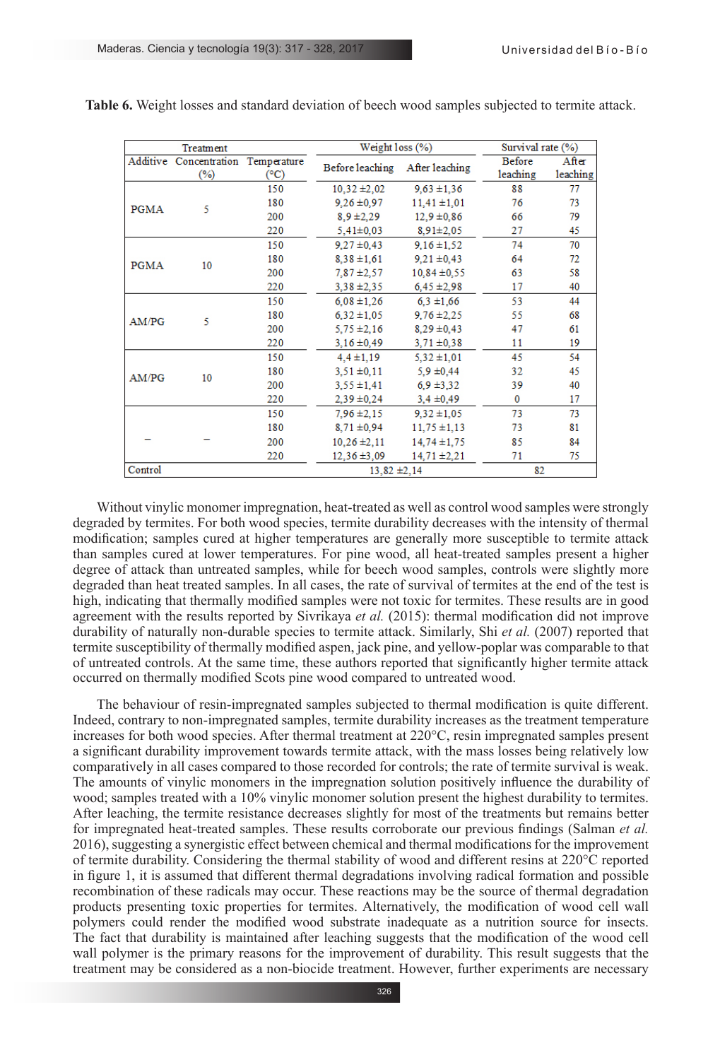**Table 6.** Weight losses and standard deviation of beech wood samples subjected to termite attack.

| Treatment | | | Weight loss (%) | | Survival rate (%) | |
|---|---|---|---|---|---|---|
| Additive | Concentration (%) | Temperature (°C) | Before leaching | After leaching | Before leaching | After leaching |
| PGMA | 5 | 150 | 10,32 ±2,02 | 9,63 ±1,36 | 88 | 77 |
| | | 180 | 9,26 ±0,97 | 11,41 ±1,01 | 76 | 73 |
| | | 200 | 8,9 ±2,29 | 12,9 ±0,86 | 66 | 79 |
| | | 220 | 5,41±0,03 | 8,91±2,05 | 27 | 45 |
| PGMA | 10 | 150 | 9,27 ±0,43 | 9,16 ±1,52 | 74 | 70 |
| | | 180 | 8,38 ±1,61 | 9,21 ±0,43 | 64 | 72 |
| | | 200 | 7,87 ±2,57 | 10,84 ±0,55 | 63 | 58 |
| | | 220 | 3,38 ±2,35 | 6,45 ±2,98 | 17 | 40 |
| AM/PG | 5 | 150 | 6,08 ±1,26 | 6,3 ±1,66 | 53 | 44 |
| | | 180 | 6,32 ±1,05 | 9,76 ±2,25 | 55 | 68 |
| | | 200 | 5,75 ±2,16 | 8,29 ±0,43 | 47 | 61 |
| | | 220 | 3,16 ±0,49 | 3,71 ±0,38 | 11 | 19 |
| AM/PG | 10 | 150 | 4,4 ±1,19 | 5,32 ±1,01 | 45 | 54 |
| | | 180 | 3,51 ±0,11 | 5,9 ±0,44 | 32 | 45 |
| | | 200 | 3,55 ±1,41 | 6,9 ±3,32 | 39 | 40 |
| | | 220 | 2,39 ±0,24 | 3,4 ±0,49 | 0 | 17 |
| – | – | 150 | 7,96 ±2,15 | 9,32 ±1,05 | 73 | 73 |
| | | 180 | 8,71 ±0,94 | 11,75 ±1,13 | 73 | 81 |
| | | 200 | 10,26 ±2,11 | 14,74 ±1,75 | 85 | 84 |
| | | 220 | 12,36 ±3,09 | 14,71 ±2,21 | 71 | 75 |
| Control | | | 13,82 ±2,14 | | 82 | |

Without vinylic monomer impregnation, heat-treated as well as control wood samples were strongly degraded by termites. For both wood species, termite durability decreases with the intensity of thermal modification; samples cured at higher temperatures are generally more susceptible to termite attack than samples cured at lower temperatures. For pine wood, all heat-treated samples present a higher degree of attack than untreated samples, while for beech wood samples, controls were slightly more degraded than heat treated samples. In all cases, the rate of survival of termites at the end of the test is high, indicating that thermally modified samples were not toxic for termites. These results are in good agreement with the results reported by Sivrikaya *et al.* (2015): thermal modification did not improve durability of naturally non-durable species to termite attack. Similarly, Shi *et al.* (2007) reported that termite susceptibility of thermally modified aspen, jack pine, and yellow-poplar was comparable to that of untreated controls. At the same time, these authors reported that significantly higher termite attack occurred on thermally modified Scots pine wood compared to untreated wood.

The behaviour of resin-impregnated samples subjected to thermal modification is quite different. Indeed, contrary to non-impregnated samples, termite durability increases as the treatment temperature increases for both wood species. After thermal treatment at 220°C, resin impregnated samples present a significant durability improvement towards termite attack, with the mass losses being relatively low comparatively in all cases compared to those recorded for controls; the rate of termite survival is weak. The amounts of vinylic monomers in the impregnation solution positively influence the durability of wood; samples treated with a 10% vinylic monomer solution present the highest durability to termites. After leaching, the termite resistance decreases slightly for most of the treatments but remains better for impregnated heat-treated samples. These results corroborate our previous findings (Salman *et al.* 2016), suggesting a synergistic effect between chemical and thermal modifications for the improvement of termite durability. Considering the thermal stability of wood and different resins at 220°C reported in figure 1, it is assumed that different thermal degradations involving radical formation and possible recombination of these radicals may occur. These reactions may be the source of thermal degradation products presenting toxic properties for termites. Alternatively, the modification of wood cell wall polymers could render the modified wood substrate inadequate as a nutrition source for insects. The fact that durability is maintained after leaching suggests that the modification of the wood cell wall polymer is the primary reasons for the improvement of durability. This result suggests that the treatment may be considered as a non-biocide treatment. However, further experiments are necessary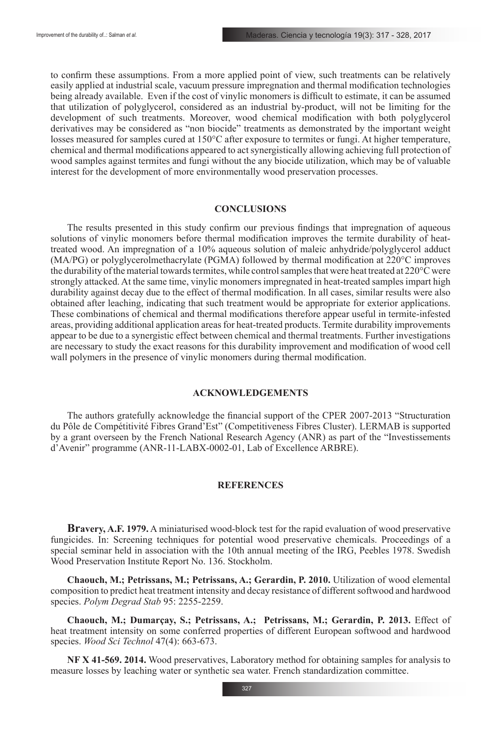to confirm these assumptions. From a more applied point of view, such treatments can be relatively easily applied at industrial scale, vacuum pressure impregnation and thermal modification technologies being already available. Even if the cost of vinylic monomers is difficult to estimate, it can be assumed that utilization of polyglycerol, considered as an industrial by-product, will not be limiting for the development of such treatments. Moreover, wood chemical modification with both polyglycerol derivatives may be considered as "non biocide" treatments as demonstrated by the important weight losses measured for samples cured at 150°C after exposure to termites or fungi. At higher temperature, chemical and thermal modifications appeared to act synergistically allowing achieving full protection of wood samples against termites and fungi without the any biocide utilization, which may be of valuable interest for the development of more environmentally wood preservation processes.

## CONCLUSIONS

The results presented in this study confirm our previous findings that impregnation of aqueous solutions of vinylic monomers before thermal modification improves the termite durability of heat-treated wood. An impregnation of a 10% aqueous solution of maleic anhydride/polyglycerol adduct (MA/PG) or polyglycerolmethacrylate (PGMA) followed by thermal modification at 220°C improves the durability of the material towards termites, while control samples that were heat treated at 220°C were strongly attacked. At the same time, vinylic monomers impregnated in heat-treated samples impart high durability against decay due to the effect of thermal modification. In all cases, similar results were also obtained after leaching, indicating that such treatment would be appropriate for exterior applications. These combinations of chemical and thermal modifications therefore appear useful in termite-infested areas, providing additional application areas for heat-treated products. Termite durability improvements appear to be due to a synergistic effect between chemical and thermal treatments. Further investigations are necessary to study the exact reasons for this durability improvement and modification of wood cell wall polymers in the presence of vinylic monomers during thermal modification.

## ACKNOWLEDGEMENTS

The authors gratefully acknowledge the financial support of the CPER 2007-2013 "Structuration du Pôle de Compétitivité Fibres Grand'Est" (Competitiveness Fibres Cluster). LERMAB is supported by a grant overseen by the French National Research Agency (ANR) as part of the "Investissements d'Avenir" programme (ANR-11-LABX-0002-01, Lab of Excellence ARBRE).

## REFERENCES

**Bravery, A.F. 1979.** A miniaturised wood-block test for the rapid evaluation of wood preservative fungicides. In: Screening techniques for potential wood preservative chemicals. Proceedings of a special seminar held in association with the 10th annual meeting of the IRG, Peebles 1978. Swedish Wood Preservation Institute Report No. 136. Stockholm.

**Chaouch, M.; Petrissans, M.; Petrissans, A.; Gerardin, P. 2010.** Utilization of wood elemental composition to predict heat treatment intensity and decay resistance of different softwood and hardwood species. *Polym Degrad Stab* 95: 2255-2259.

**Chaouch, M.; Dumarçay, S.; Petrissans, A.; Petrissans, M.; Gerardin, P. 2013.** Effect of heat treatment intensity on some conferred properties of different European softwood and hardwood species. *Wood Sci Technol* 47(4): 663-673.

**NF X 41-569. 2014.** Wood preservatives, Laboratory method for obtaining samples for analysis to measure losses by leaching water or synthetic sea water. French standardization committee.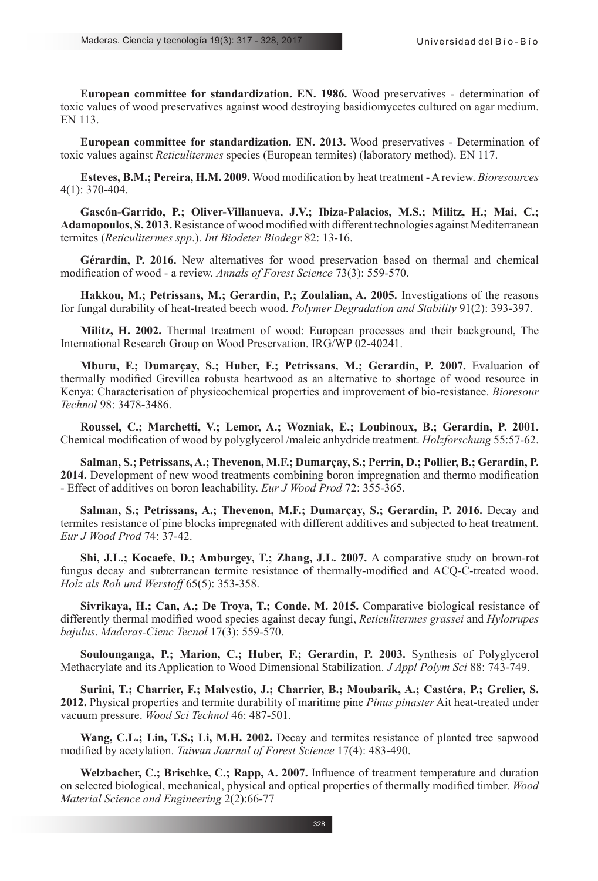**European committee for standardization. EN. 1986.** Wood preservatives - determination of toxic values of wood preservatives against wood destroying basidiomycetes cultured on agar medium. EN 113.

**European committee for standardization. EN. 2013.** Wood preservatives - Determination of toxic values against *Reticulitermes* species (European termites) (laboratory method). EN 117.

**Esteves, B.M.; Pereira, H.M. 2009.** Wood modification by heat treatment - A review. *Bioresources* 4(1): 370-404.

**Gascón-Garrido, P.; Oliver-Villanueva, J.V.; Ibiza-Palacios, M.S.; Militz, H.; Mai, C.; Adamopoulos, S. 2013.** Resistance of wood modified with different technologies against Mediterranean termites (*Reticulitermes spp*.). *Int Biodeter Biodegr* 82: 13-16.

**Gérardin, P. 2016.** New alternatives for wood preservation based on thermal and chemical modification of wood - a review. *Annals of Forest Science* 73(3): 559-570.

**Hakkou, M.; Petrissans, M.; Gerardin, P.; Zoulalian, A. 2005.** Investigations of the reasons for fungal durability of heat-treated beech wood. *Polymer Degradation and Stability* 91(2): 393-397.

**Militz, H. 2002.** Thermal treatment of wood: European processes and their background, The International Research Group on Wood Preservation. IRG/WP 02-40241.

**Mburu, F.; Dumarçay, S.; Huber, F.; Petrissans, M.; Gerardin, P. 2007.** Evaluation of thermally modified Grevillea robusta heartwood as an alternative to shortage of wood resource in Kenya: Characterisation of physicochemical properties and improvement of bio-resistance. *Bioresour Technol* 98: 3478-3486.

**Roussel, C.; Marchetti, V.; Lemor, A.; Wozniak, E.; Loubinoux, B.; Gerardin, P. 2001.** Chemical modification of wood by polyglycerol /maleic anhydride treatment. *Holzforschung* 55:57-62.

**Salman, S.; Petrissans, A.; Thevenon, M.F.; Dumarçay, S.; Perrin, D.; Pollier, B.; Gerardin, P. 2014.** Development of new wood treatments combining boron impregnation and thermo modification - Effect of additives on boron leachability. *Eur J Wood Prod* 72: 355-365.

**Salman, S.; Petrissans, A.; Thevenon, M.F.; Dumarçay, S.; Gerardin, P. 2016.** Decay and termites resistance of pine blocks impregnated with different additives and subjected to heat treatment. *Eur J Wood Prod* 74: 37-42.

**Shi, J.L.; Kocaefe, D.; Amburgey, T.; Zhang, J.L. 2007.** A comparative study on brown-rot fungus decay and subterranean termite resistance of thermally-modified and ACQ-C-treated wood. *Holz als Roh und Werstoff* 65(5): 353-358.

**Sivrikaya, H.; Can, A.; De Troya, T.; Conde, M. 2015.** Comparative biological resistance of differently thermal modified wood species against decay fungi, *Reticulitermes grassei* and *Hylotrupes bajulus*. *Maderas-Cienc Tecnol* 17(3): 559-570.

**Soulounganga, P.; Marion, C.; Huber, F.; Gerardin, P. 2003.** Synthesis of Polyglycerol Methacrylate and its Application to Wood Dimensional Stabilization. *J Appl Polym Sci* 88: 743-749.

**Surini, T.; Charrier, F.; Malvestio, J.; Charrier, B.; Moubarik, A.; Castéra, P.; Grelier, S. 2012.** Physical properties and termite durability of maritime pine *Pinus pinaster* Ait heat-treated under vacuum pressure. *Wood Sci Technol* 46: 487-501.

**Wang, C.L.; Lin, T.S.; Li, M.H. 2002.** Decay and termites resistance of planted tree sapwood modified by acetylation. *Taiwan Journal of Forest Science* 17(4): 483-490.

**Welzbacher, C.; Brischke, C.; Rapp, A. 2007.** Influence of treatment temperature and duration on selected biological, mechanical, physical and optical properties of thermally modified timber. *Wood Material Science and Engineering* 2(2):66-77